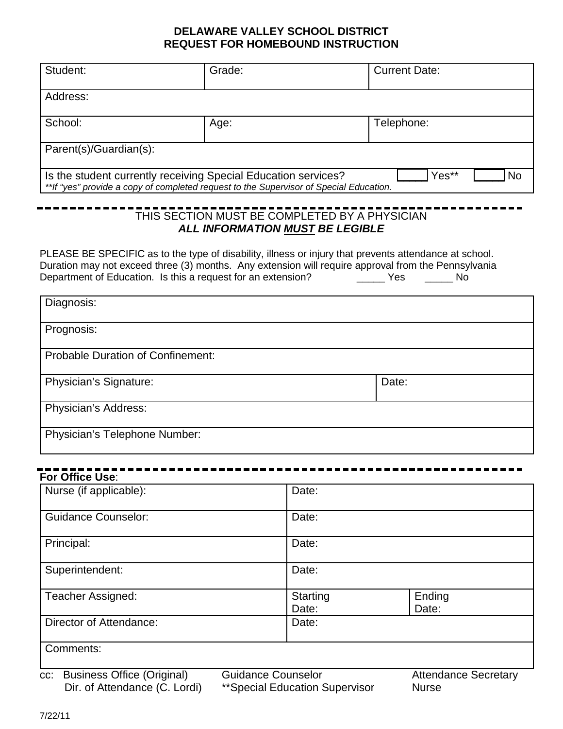# DELAWARE VALLEY SCHOOL DISTRICT
## REQUEST FOR HOMEBOUND INSTRUCTION

| Student: | Grade: | Current Date: |
|---|---|---|
| Address: | | |
| School: | Age: | Telephone: |
| Parent(s)/Guardian(s): | | |
| Is the student currently receiving Special Education services? ☐ Yes** ☐ No<br>*\*\*If "yes" provide a copy of completed request to the Supervisor of Special Education.* | | |

THIS SECTION MUST BE COMPLETED BY A PHYSICIAN

***ALL INFORMATION MUST BE LEGIBLE***

PLEASE BE SPECIFIC as to the type of disability, illness or injury that prevents attendance at school. Duration may not exceed three (3) months. Any extension will require approval from the Pennsylvania Department of Education. Is this a request for an extension? _____ Yes _____ No

| Diagnosis: | |
|---|---|
| Prognosis: | |
| Probable Duration of Confinement: | |
| Physician's Signature: | Date: |
| Physician's Address: | |
| Physician's Telephone Number: | |

**For Office Use**:

| Nurse (if applicable): | Date: | |
|---|---|---|
| Guidance Counselor: | Date: | |
| Principal: | Date: | |
| Superintendent: | Date: | |
| Teacher Assigned: | Starting Date: | Ending Date: |
| Director of Attendance: | Date: | |
| Comments: | | |

cc: Business Office (Original) Guidance Counselor Attendance Secretary
Dir. of Attendance (C. Lordi) **Special Education Supervisor Nurse

7/22/11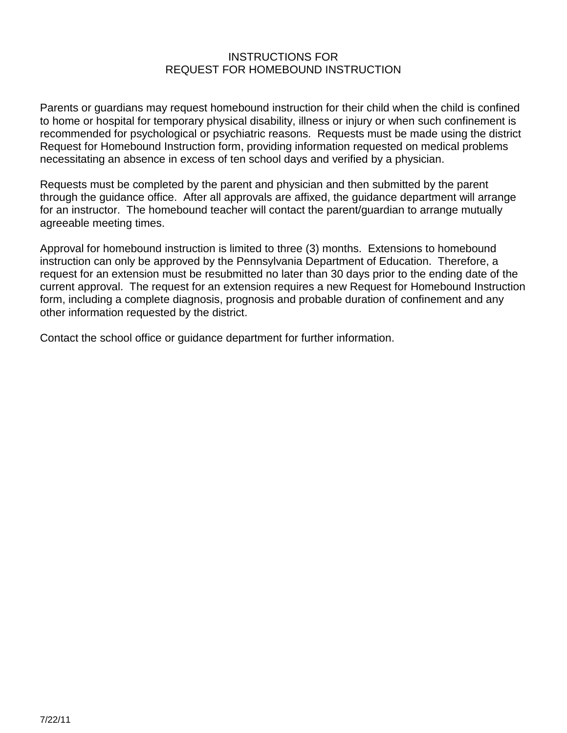# INSTRUCTIONS FOR
# REQUEST FOR HOMEBOUND INSTRUCTION

Parents or guardians may request homebound instruction for their child when the child is confined to home or hospital for temporary physical disability, illness or injury or when such confinement is recommended for psychological or psychiatric reasons. Requests must be made using the district Request for Homebound Instruction form, providing information requested on medical problems necessitating an absence in excess of ten school days and verified by a physician.

Requests must be completed by the parent and physician and then submitted by the parent through the guidance office. After all approvals are affixed, the guidance department will arrange for an instructor. The homebound teacher will contact the parent/guardian to arrange mutually agreeable meeting times.

Approval for homebound instruction is limited to three (3) months. Extensions to homebound instruction can only be approved by the Pennsylvania Department of Education. Therefore, a request for an extension must be resubmitted no later than 30 days prior to the ending date of the current approval. The request for an extension requires a new Request for Homebound Instruction form, including a complete diagnosis, prognosis and probable duration of confinement and any other information requested by the district.

Contact the school office or guidance department for further information.

7/22/11